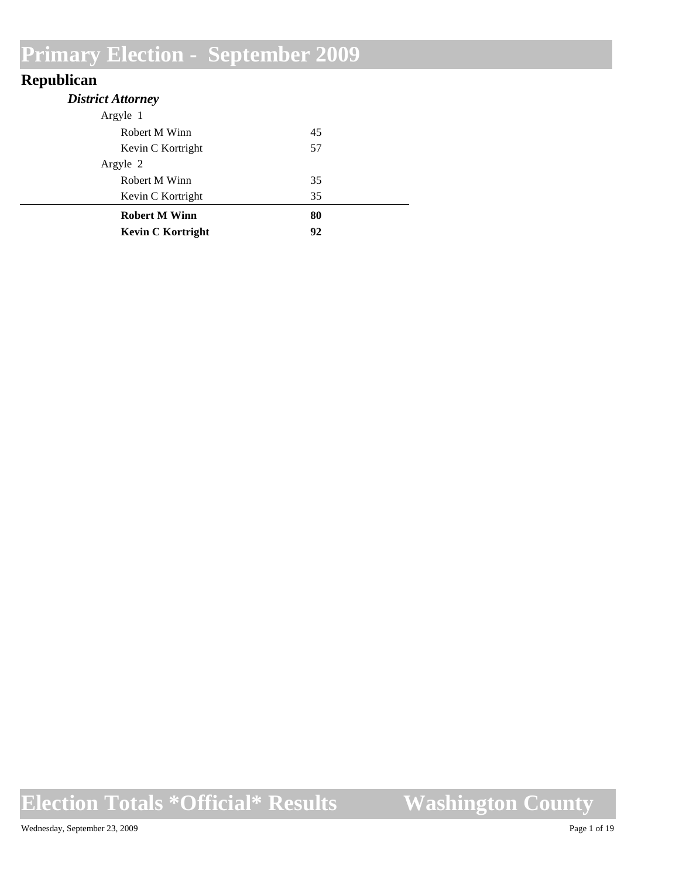# Primary Election - September 2009

## Republican

### *District Attorney*

| | |
|---|---|
| Argyle 1 | |
| Robert M Winn | 45 |
| Kevin C Kortright | 57 |
| Argyle 2 | |
| Robert M Winn | 35 |
| Kevin C Kortright | 35 |
| **Robert M Winn** | **80** |
| **Kevin C Kortright** | **92** |

# Election Totals *Official* Results    Washington County

Wednesday, September 23, 2009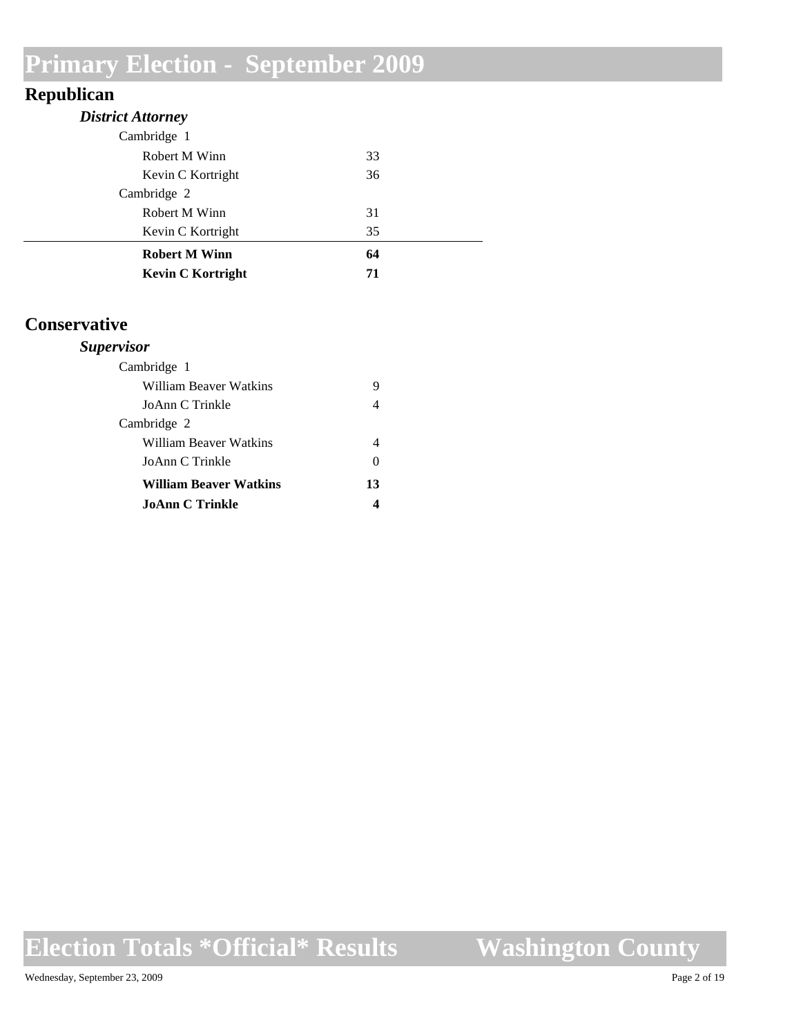# Primary Election - September 2009

## Republican

### *District Attorney*

| | |
|---|---|
| Cambridge 1 | |
| Robert M Winn | 33 |
| Kevin C Kortright | 36 |
| Cambridge 2 | |
| Robert M Winn | 31 |
| Kevin C Kortright | 35 |
| **Robert M Winn** | **64** |
| **Kevin C Kortright** | **71** |

## Conservative

### *Supervisor*

| | |
|---|---|
| Cambridge 1 | |
| William Beaver Watkins | 9 |
| JoAnn C Trinkle | 4 |
| Cambridge 2 | |
| William Beaver Watkins | 4 |
| JoAnn C Trinkle | 0 |
| **William Beaver Watkins** | **13** |
| **JoAnn C Trinkle** | **4** |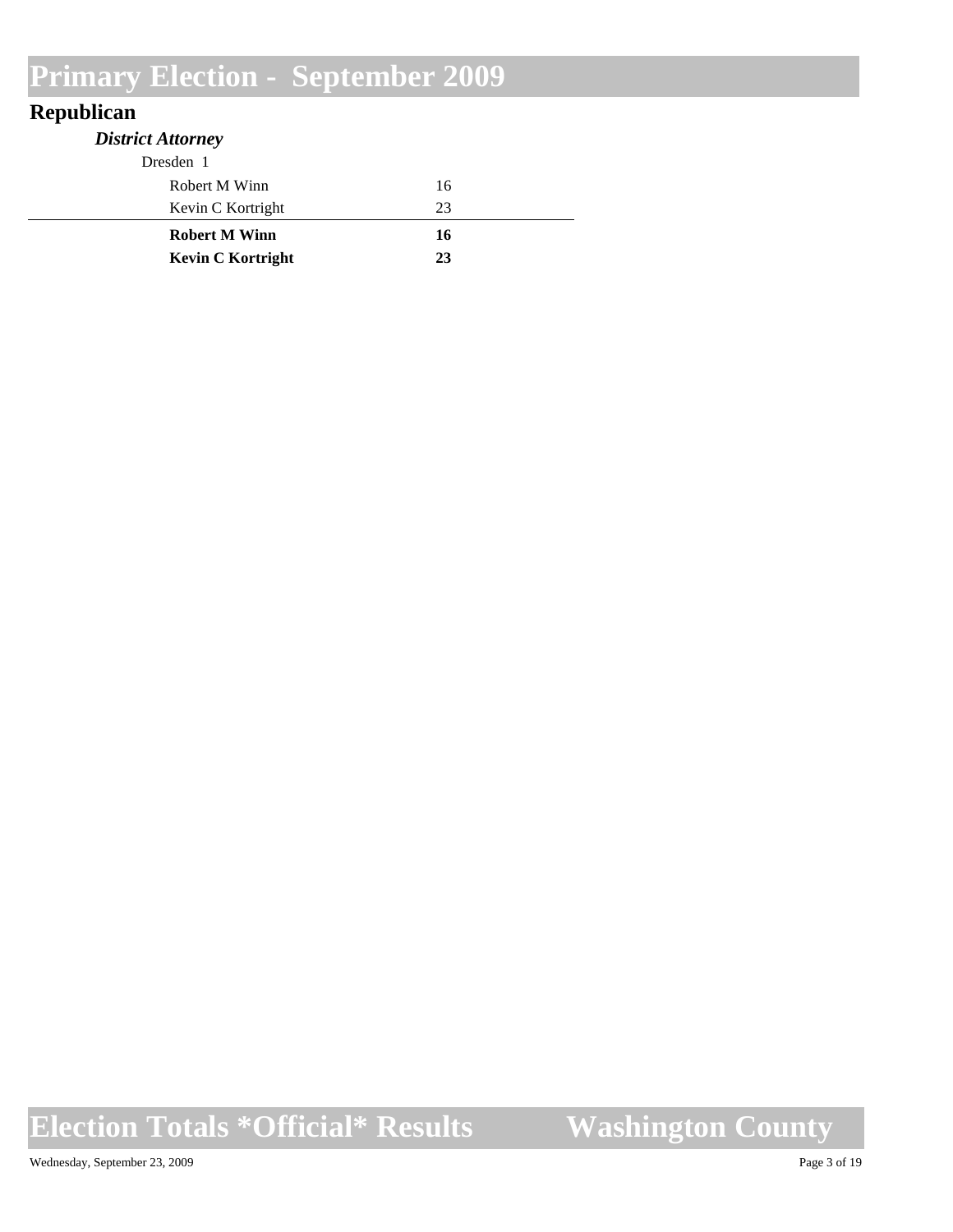# Primary Election - September 2009

## Republican

### *District Attorney*

Dresden 1

| Candidate | Votes |
|---|---|
| Robert M Winn | 16 |
| Kevin C Kortright | 23 |
| **Robert M Winn** | **16** |
| **Kevin C Kortright** | **23** |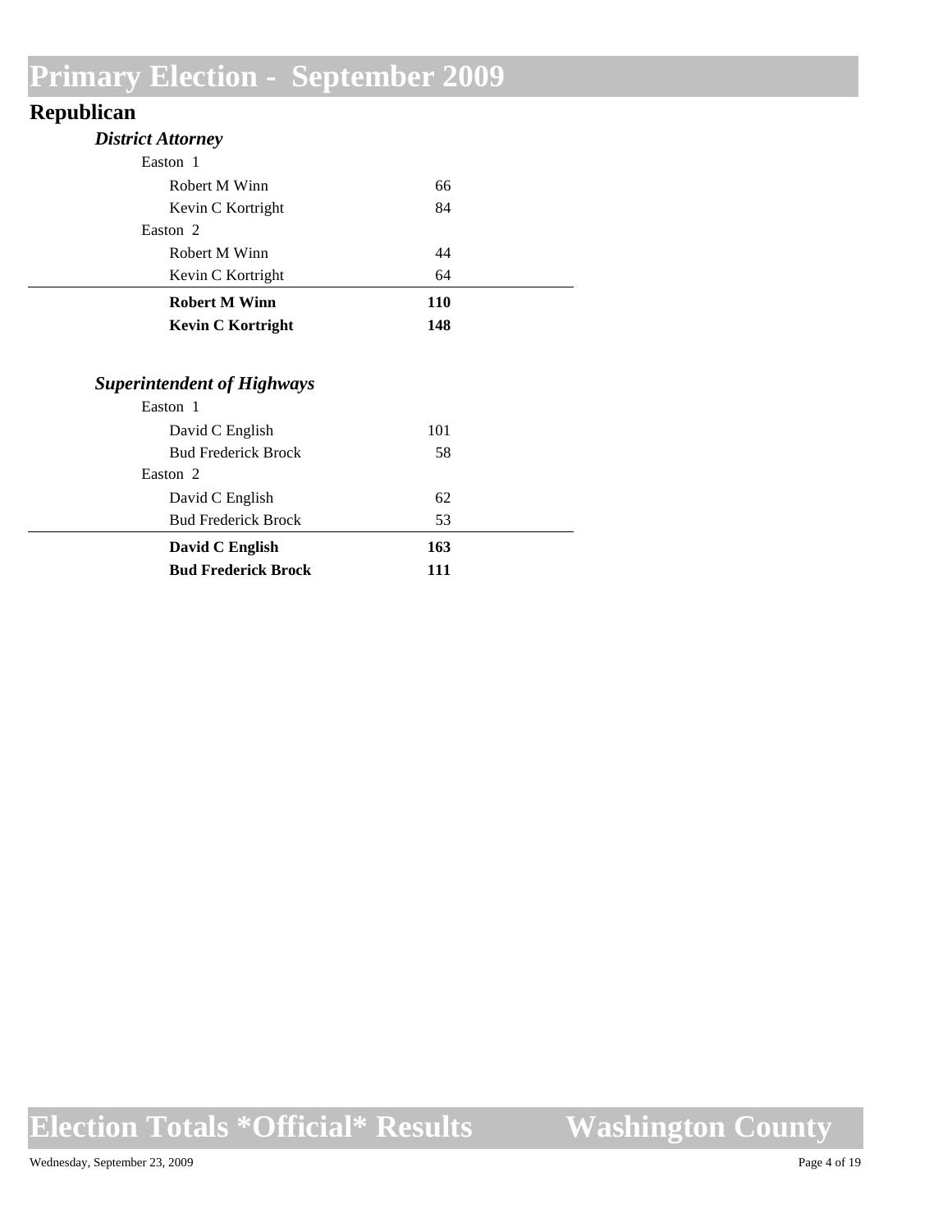# Primary Election - September 2009

## Republican

### *District Attorney*

| | |
|---|---|
| Easton 1 | |
| Robert M Winn | 66 |
| Kevin C Kortright | 84 |
| Easton 2 | |
| Robert M Winn | 44 |
| Kevin C Kortright | 64 |
| **Robert M Winn** | **110** |
| **Kevin C Kortright** | **148** |

### *Superintendent of Highways*

| | |
|---|---|
| Easton 1 | |
| David C English | 101 |
| Bud Frederick Brock | 58 |
| Easton 2 | |
| David C English | 62 |
| Bud Frederick Brock | 53 |
| **David C English** | **163** |
| **Bud Frederick Brock** | **111** |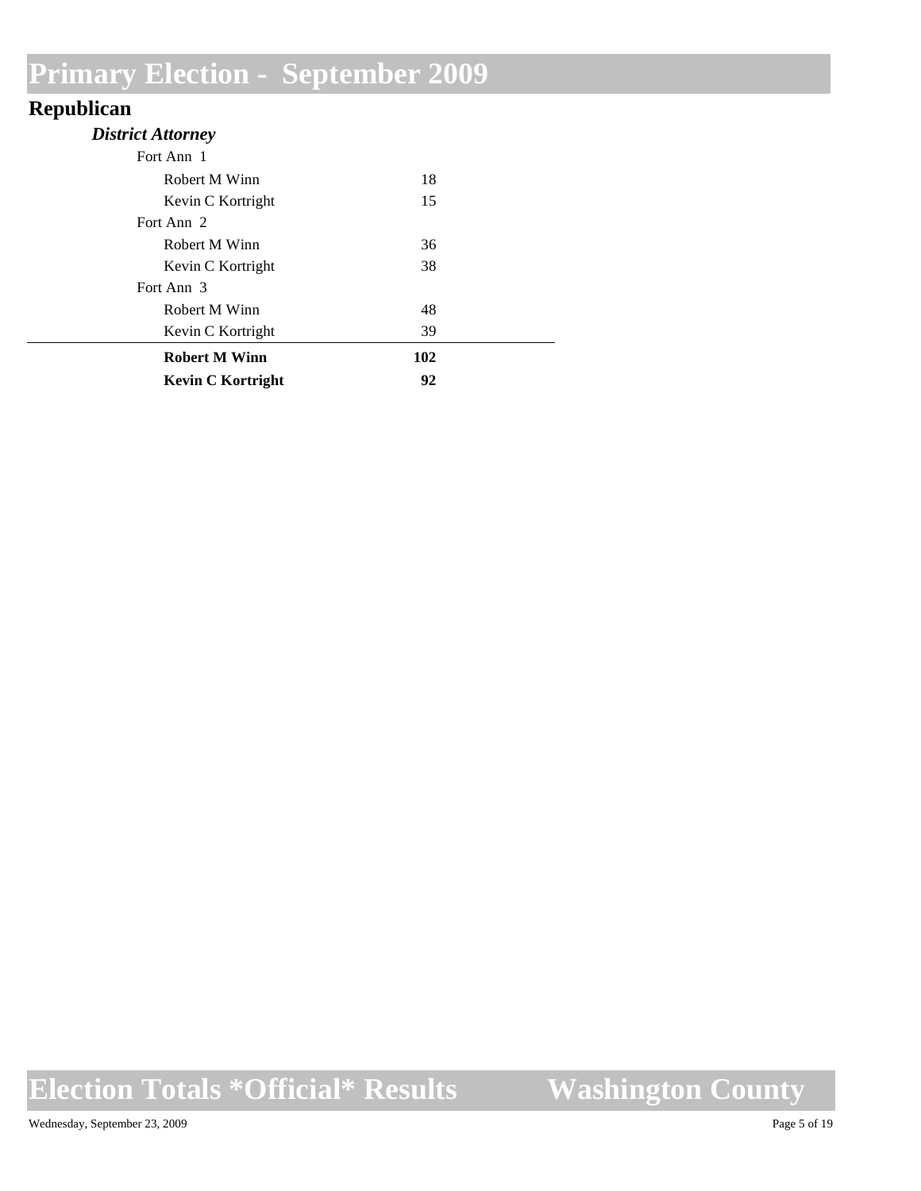# Primary Election - September 2009

## Republican

### *District Attorney*

| | |
|---|---|
| Fort Ann 1 | |
| Robert M Winn | 18 |
| Kevin C Kortright | 15 |
| Fort Ann 2 | |
| Robert M Winn | 36 |
| Kevin C Kortright | 38 |
| Fort Ann 3 | |
| Robert M Winn | 48 |
| Kevin C Kortright | 39 |
| **Robert M Winn** | **102** |
| **Kevin C Kortright** | **92** |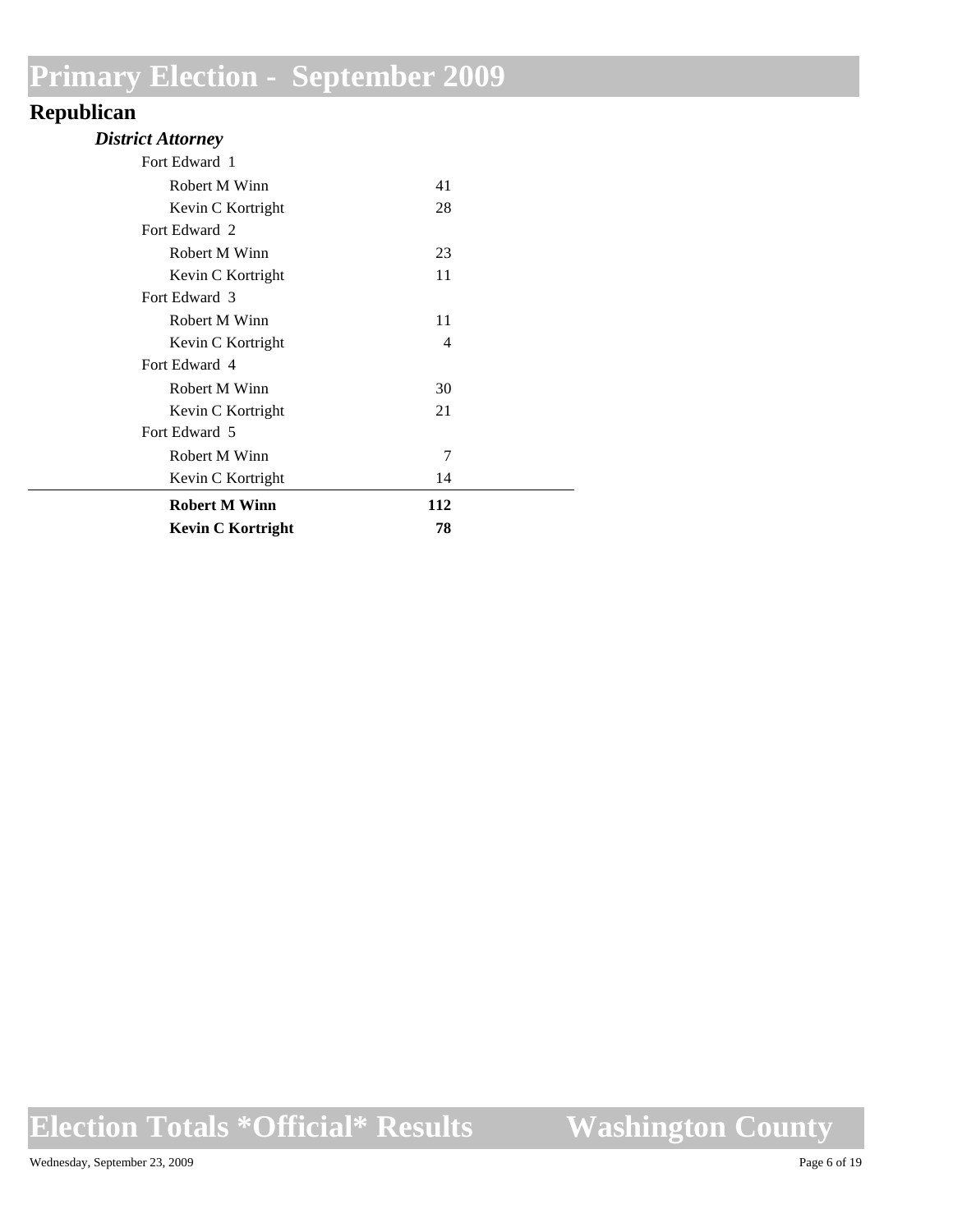# Primary Election - September 2009

## Republican

### *District Attorney*

| | |
|---|---|
| Fort Edward 1 | |
| Robert M Winn | 41 |
| Kevin C Kortright | 28 |
| Fort Edward 2 | |
| Robert M Winn | 23 |
| Kevin C Kortright | 11 |
| Fort Edward 3 | |
| Robert M Winn | 11 |
| Kevin C Kortright | 4 |
| Fort Edward 4 | |
| Robert M Winn | 30 |
| Kevin C Kortright | 21 |
| Fort Edward 5 | |
| Robert M Winn | 7 |
| Kevin C Kortright | 14 |
| **Robert M Winn** | **112** |
| **Kevin C Kortright** | **78** |

# Election Totals *Official* Results    Washington County

Wednesday, September 23, 2009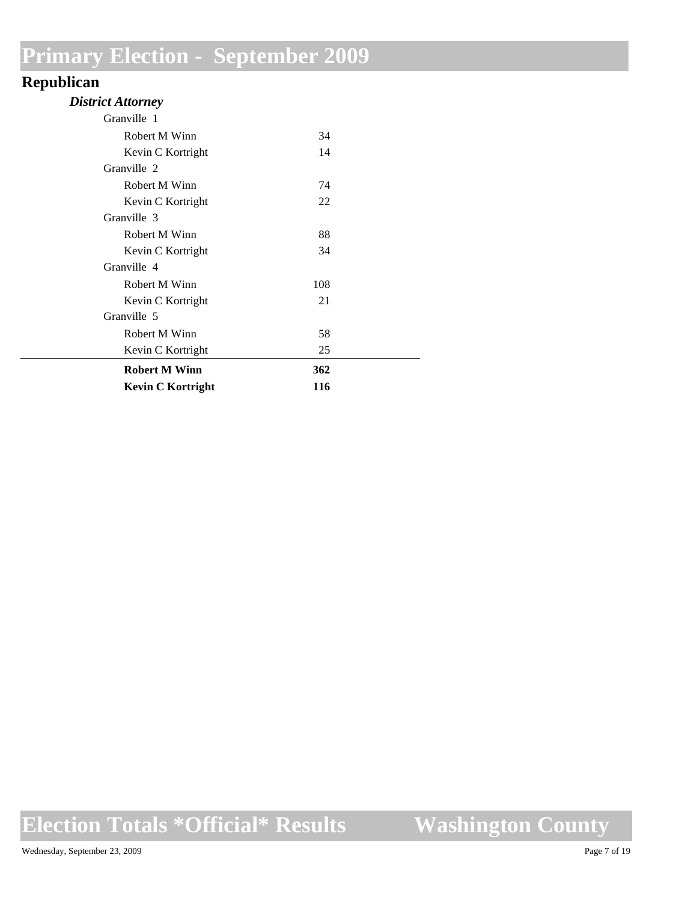# Primary Election - September 2009

## Republican

### *District Attorney*

| | |
|---|---|
| Granville 1 | |
| Robert M Winn | 34 |
| Kevin C Kortright | 14 |
| Granville 2 | |
| Robert M Winn | 74 |
| Kevin C Kortright | 22 |
| Granville 3 | |
| Robert M Winn | 88 |
| Kevin C Kortright | 34 |
| Granville 4 | |
| Robert M Winn | 108 |
| Kevin C Kortright | 21 |
| Granville 5 | |
| Robert M Winn | 58 |
| Kevin C Kortright | 25 |
| **Robert M Winn** | **362** |
| **Kevin C Kortright** | **116** |

Election Totals *Official* Results — Washington County

Wednesday, September 23, 2009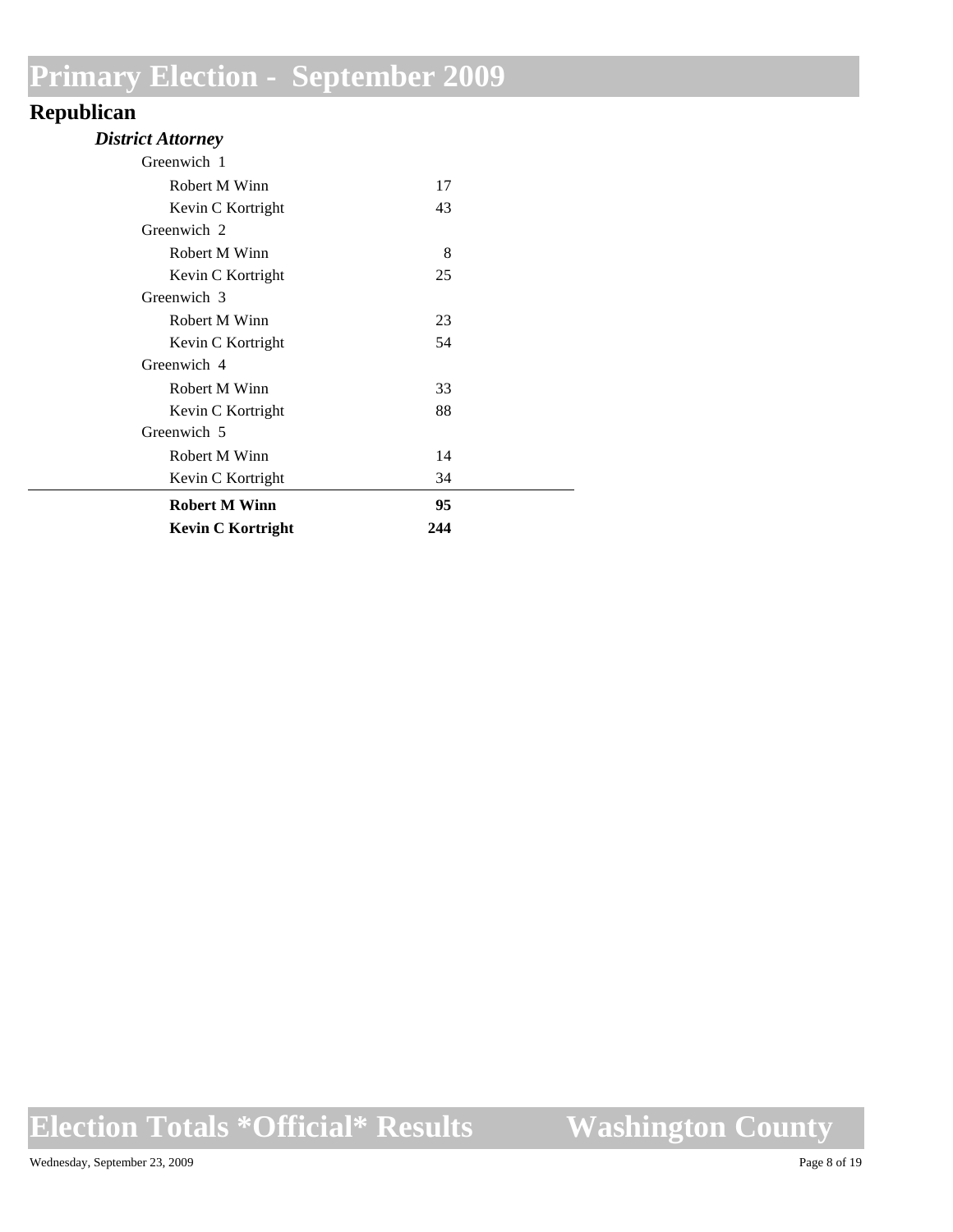# Primary Election - September 2009

## Republican

### *District Attorney*

| | |
|---|---|
| Greenwich 1 | |
| Robert M Winn | 17 |
| Kevin C Kortright | 43 |
| Greenwich 2 | |
| Robert M Winn | 8 |
| Kevin C Kortright | 25 |
| Greenwich 3 | |
| Robert M Winn | 23 |
| Kevin C Kortright | 54 |
| Greenwich 4 | |
| Robert M Winn | 33 |
| Kevin C Kortright | 88 |
| Greenwich 5 | |
| Robert M Winn | 14 |
| Kevin C Kortright | 34 |
| **Robert M Winn** | **95** |
| **Kevin C Kortright** | **244** |

Election Totals *Official* Results — Washington County

Wednesday, September 23, 2009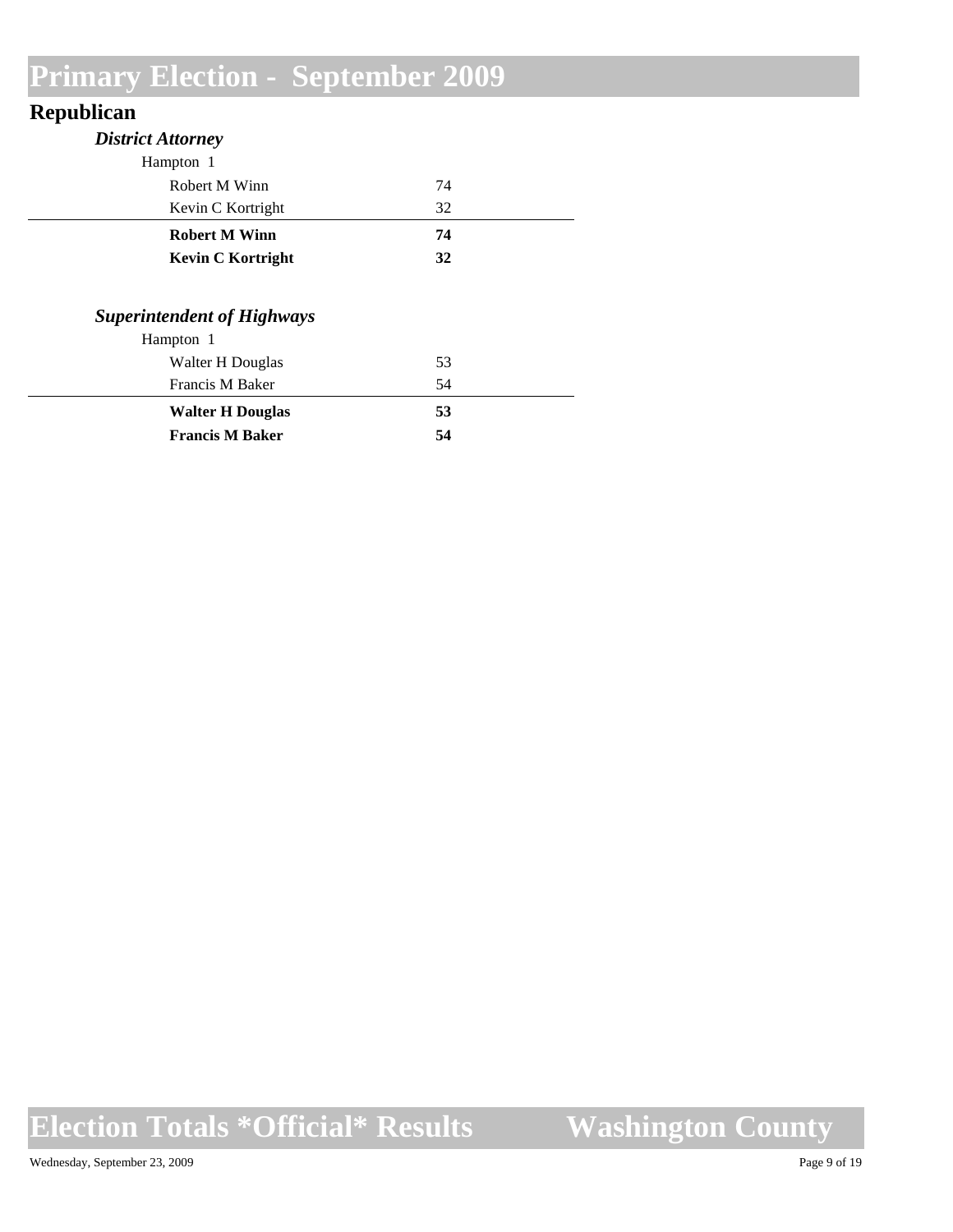# Primary Election - September 2009

## Republican

### *District Attorney*

Hampton 1

| Candidate | Votes |
|---|---|
| Robert M Winn | 74 |
| Kevin C Kortright | 32 |
| **Robert M Winn** | **74** |
| **Kevin C Kortright** | **32** |

### *Superintendent of Highways*

Hampton 1

| Candidate | Votes |
|---|---|
| Walter H Douglas | 53 |
| Francis M Baker | 54 |
| **Walter H Douglas** | **53** |
| **Francis M Baker** | **54** |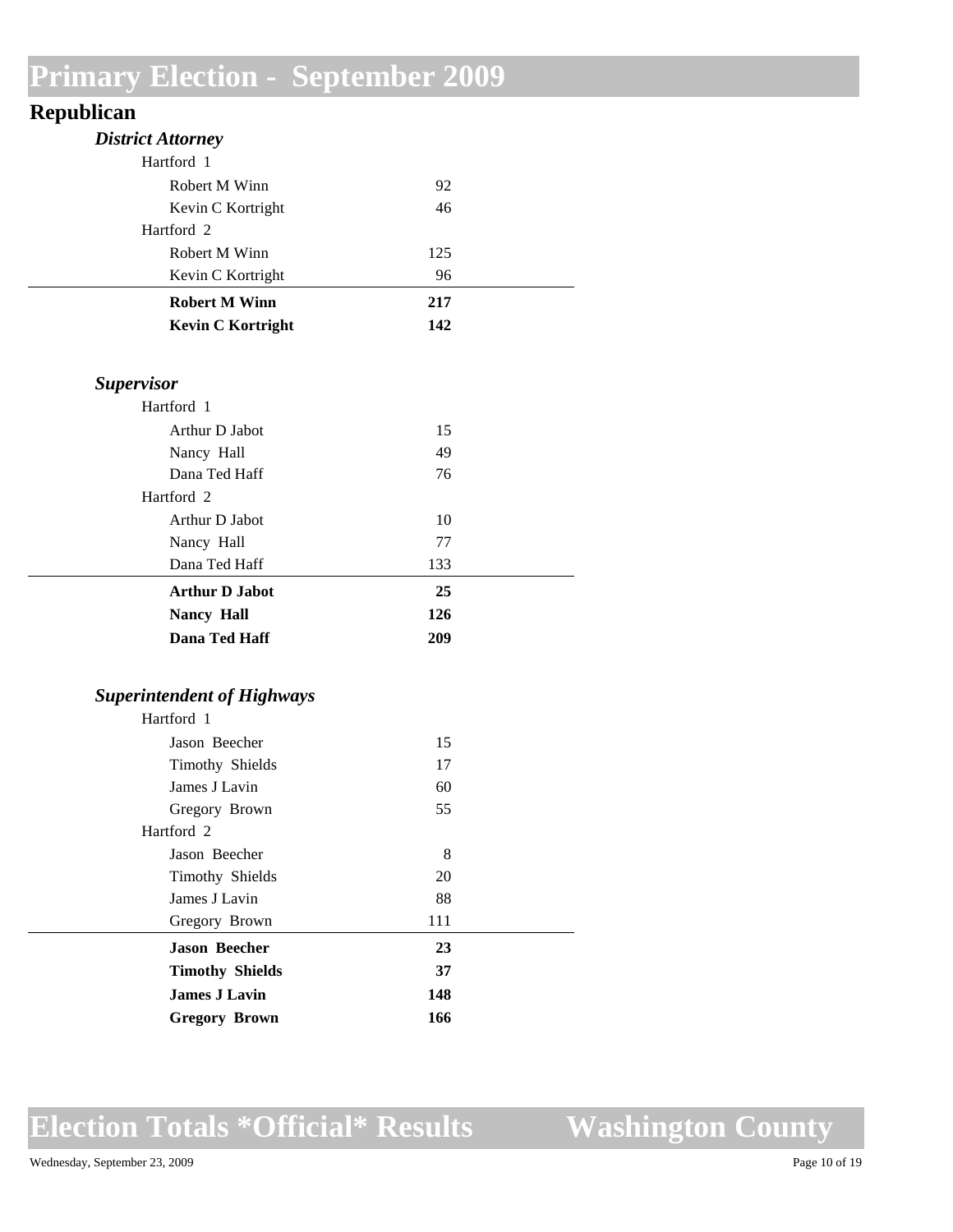# Primary Election - September 2009

## Republican

### *District Attorney*

| | |
|---|---|
| Hartford 1 | |
| Robert M Winn | 92 |
| Kevin C Kortright | 46 |
| Hartford 2 | |
| Robert M Winn | 125 |
| Kevin C Kortright | 96 |
| **Robert M Winn** | **217** |
| **Kevin C Kortright** | **142** |

### *Supervisor*

| | |
|---|---|
| Hartford 1 | |
| Arthur D Jabot | 15 |
| Nancy Hall | 49 |
| Dana Ted Haff | 76 |
| Hartford 2 | |
| Arthur D Jabot | 10 |
| Nancy Hall | 77 |
| Dana Ted Haff | 133 |
| **Arthur D Jabot** | **25** |
| **Nancy Hall** | **126** |
| **Dana Ted Haff** | **209** |

### *Superintendent of Highways*

| | |
|---|---|
| Hartford 1 | |
| Jason Beecher | 15 |
| Timothy Shields | 17 |
| James J Lavin | 60 |
| Gregory Brown | 55 |
| Hartford 2 | |
| Jason Beecher | 8 |
| Timothy Shields | 20 |
| James J Lavin | 88 |
| Gregory Brown | 111 |
| **Jason Beecher** | **23** |
| **Timothy Shields** | **37** |
| **James J Lavin** | **148** |
| **Gregory Brown** | **166** |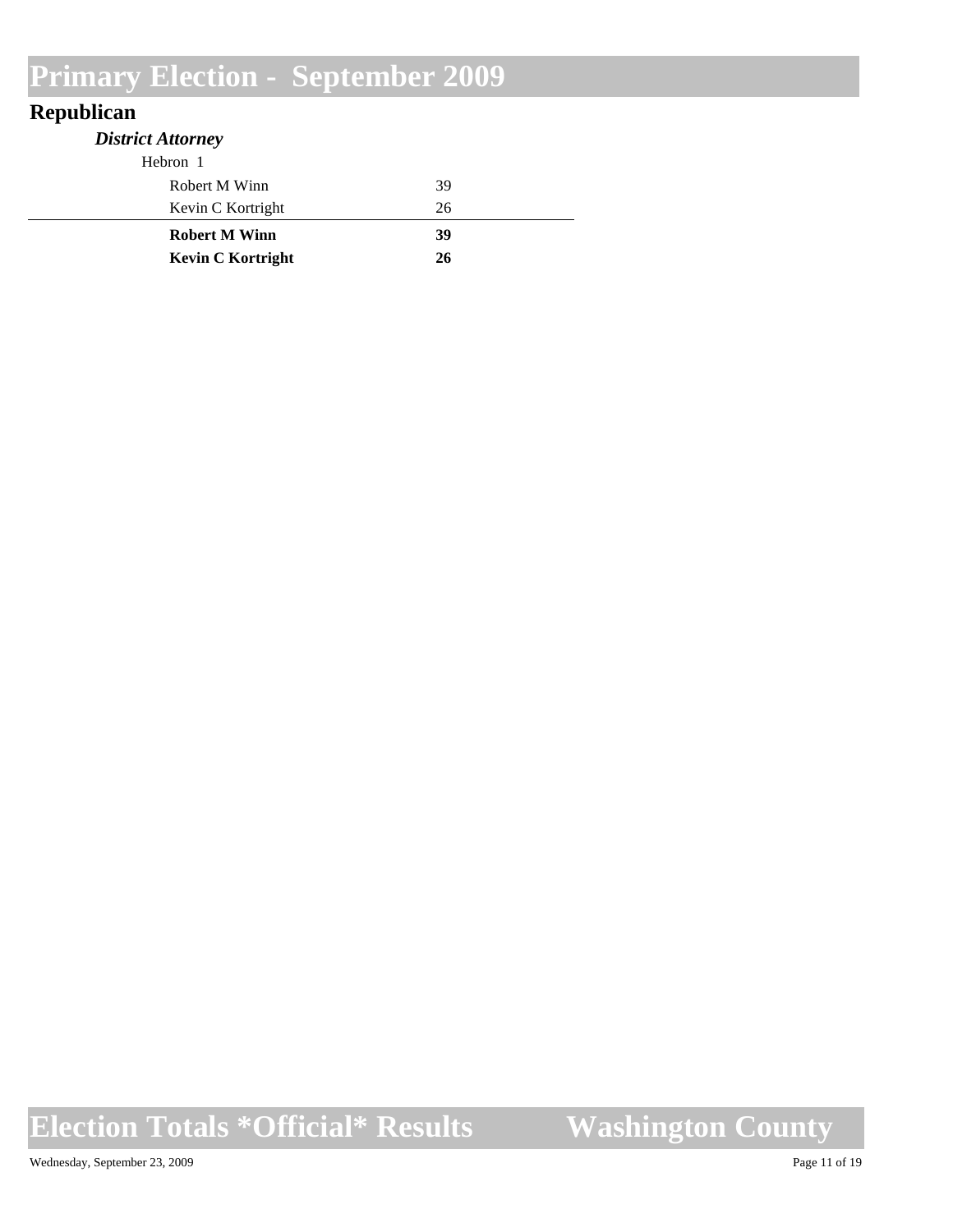# Primary Election - September 2009

## Republican

### *District Attorney*

Hebron 1

| Candidate | Votes |
| --- | --- |
| Robert M Winn | 39 |
| Kevin C Kortright | 26 |
| **Robert M Winn** | **39** |
| **Kevin C Kortright** | **26** |

# Election Totals *Official* Results    Washington County

Wednesday, September 23, 2009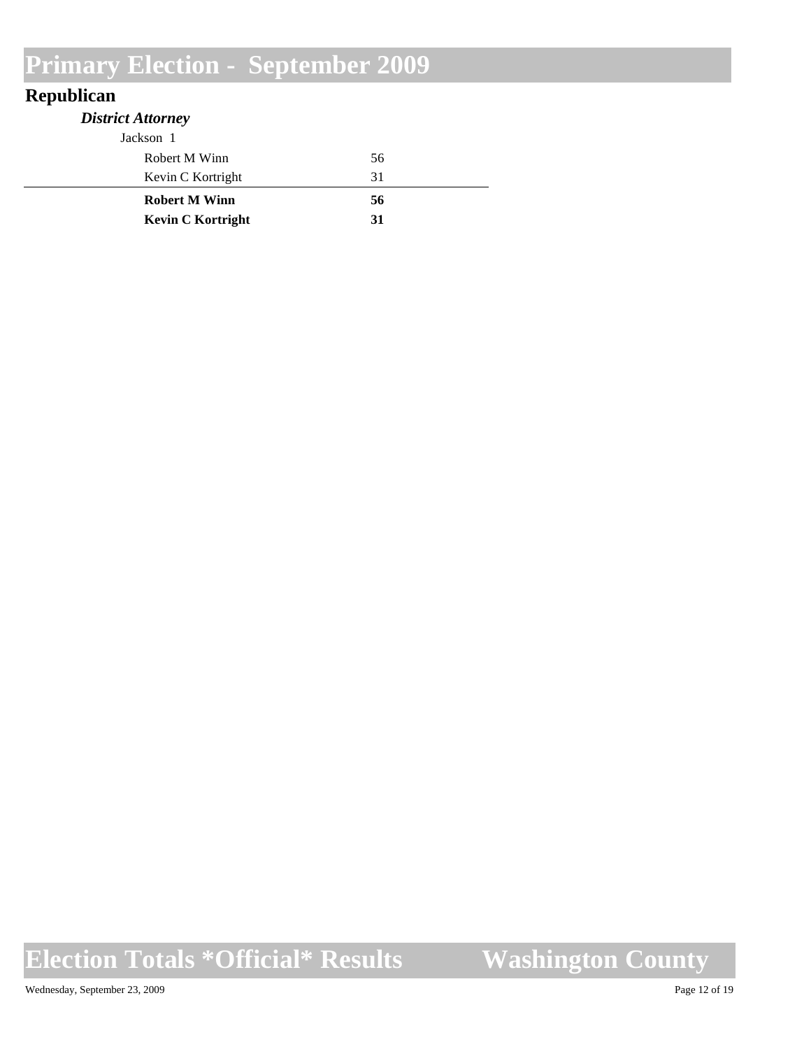# Primary Election - September 2009

## Republican

### *District Attorney*

Jackson 1

| Candidate | Votes |
|---|---|
| Robert M Winn | 56 |
| Kevin C Kortright | 31 |
| **Robert M Winn** | **56** |
| **Kevin C Kortright** | **31** |

# Election Totals *Official* Results Washington County

Wednesday, September 23, 2009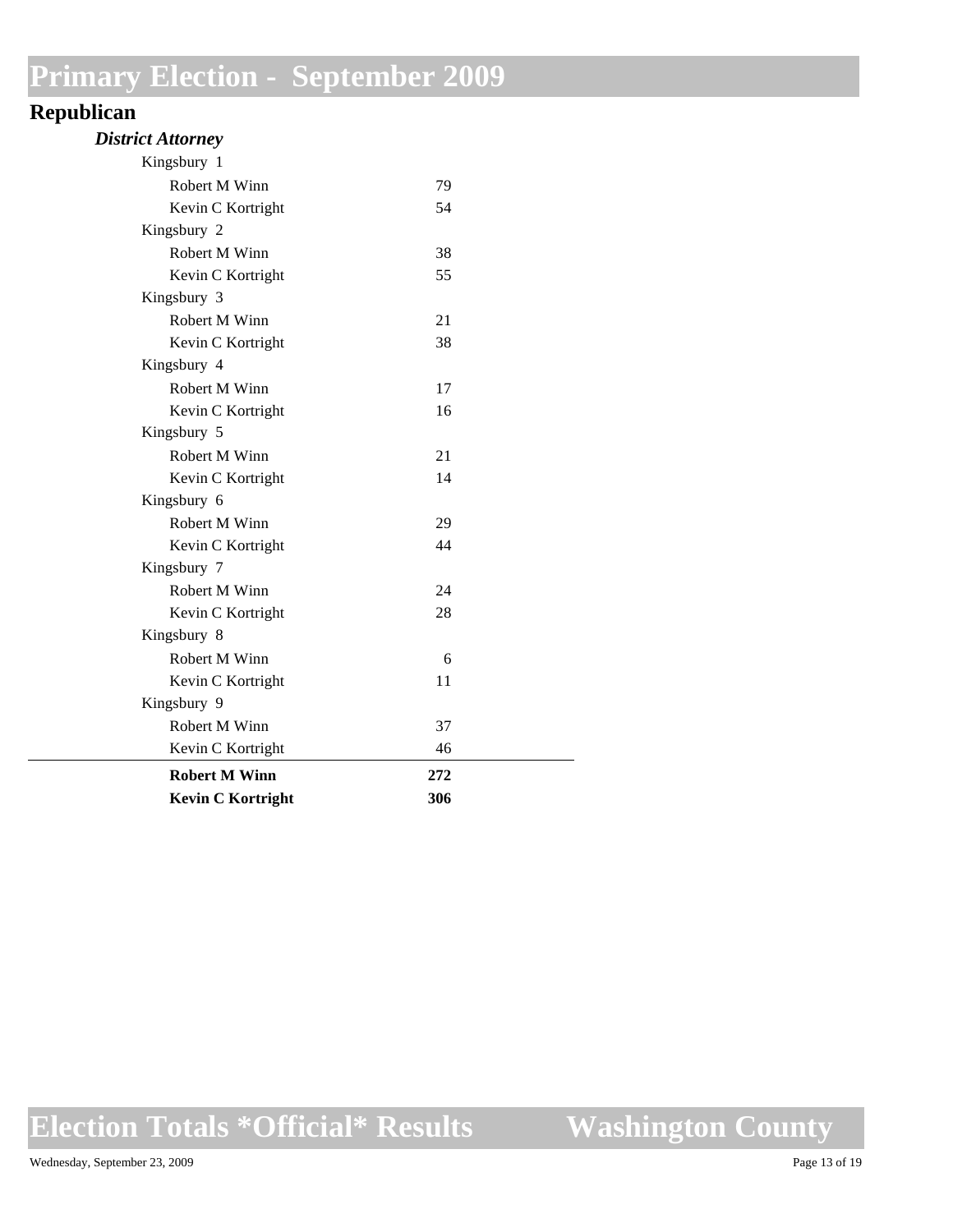# Primary Election - September 2009

## Republican

### *District Attorney*

| | |
|---|---|
| Kingsbury 1 | |
| Robert M Winn | 79 |
| Kevin C Kortright | 54 |
| Kingsbury 2 | |
| Robert M Winn | 38 |
| Kevin C Kortright | 55 |
| Kingsbury 3 | |
| Robert M Winn | 21 |
| Kevin C Kortright | 38 |
| Kingsbury 4 | |
| Robert M Winn | 17 |
| Kevin C Kortright | 16 |
| Kingsbury 5 | |
| Robert M Winn | 21 |
| Kevin C Kortright | 14 |
| Kingsbury 6 | |
| Robert M Winn | 29 |
| Kevin C Kortright | 44 |
| Kingsbury 7 | |
| Robert M Winn | 24 |
| Kevin C Kortright | 28 |
| Kingsbury 8 | |
| Robert M Winn | 6 |
| Kevin C Kortright | 11 |
| Kingsbury 9 | |
| Robert M Winn | 37 |
| Kevin C Kortright | 46 |
| **Robert M Winn** | **272** |
| **Kevin C Kortright** | **306** |

# Election Totals \*Official\* Results — Washington County

Wednesday, September 23, 2009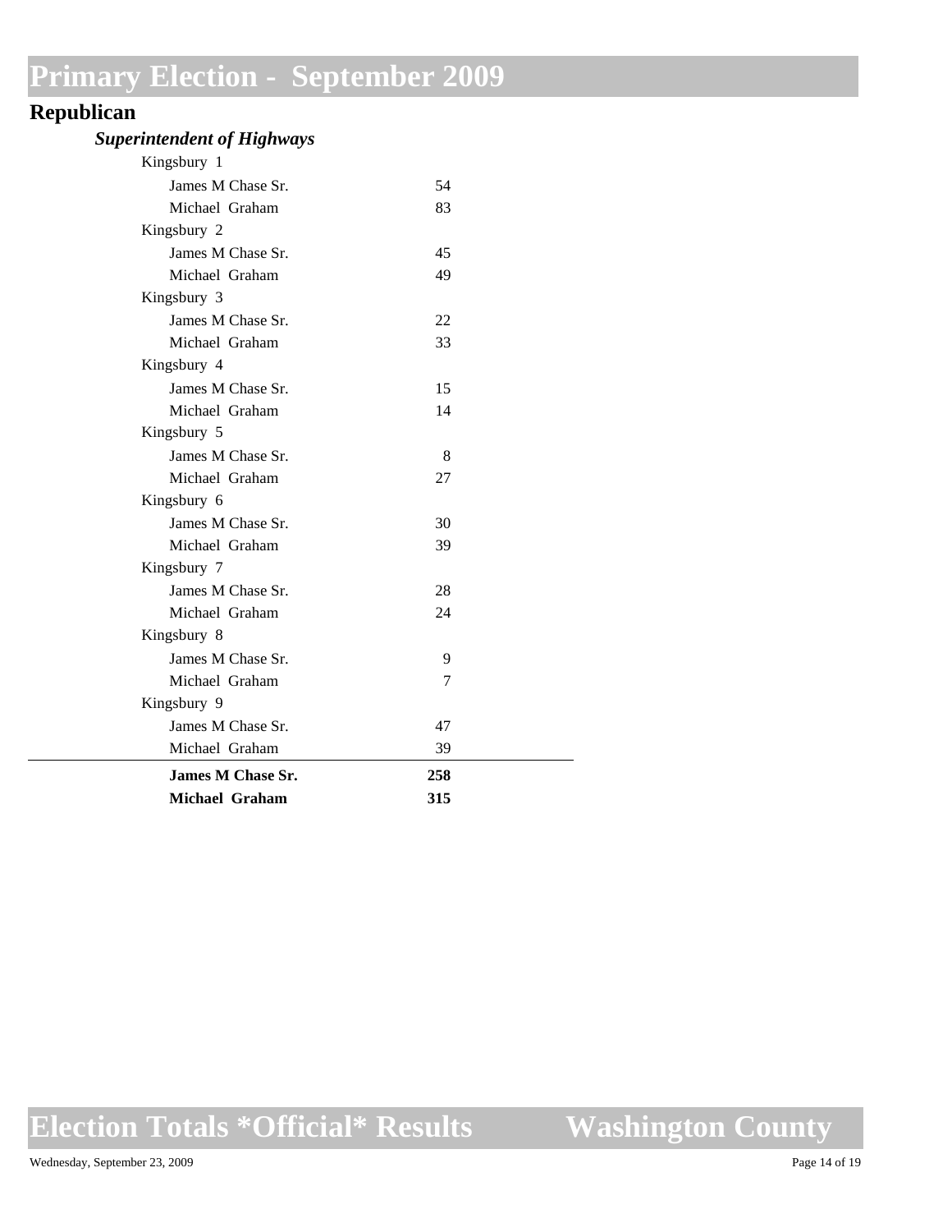# Primary Election - September 2009

## Republican

### *Superintendent of Highways*

| | |
|---|---|
| Kingsbury 1 | |
| James M Chase Sr. | 54 |
| Michael Graham | 83 |
| Kingsbury 2 | |
| James M Chase Sr. | 45 |
| Michael Graham | 49 |
| Kingsbury 3 | |
| James M Chase Sr. | 22 |
| Michael Graham | 33 |
| Kingsbury 4 | |
| James M Chase Sr. | 15 |
| Michael Graham | 14 |
| Kingsbury 5 | |
| James M Chase Sr. | 8 |
| Michael Graham | 27 |
| Kingsbury 6 | |
| James M Chase Sr. | 30 |
| Michael Graham | 39 |
| Kingsbury 7 | |
| James M Chase Sr. | 28 |
| Michael Graham | 24 |
| Kingsbury 8 | |
| James M Chase Sr. | 9 |
| Michael Graham | 7 |
| Kingsbury 9 | |
| James M Chase Sr. | 47 |
| Michael Graham | 39 |
| **James M Chase Sr.** | **258** |
| **Michael Graham** | **315** |

# Election Totals *Official* Results — Washington County

Wednesday, September 23, 2009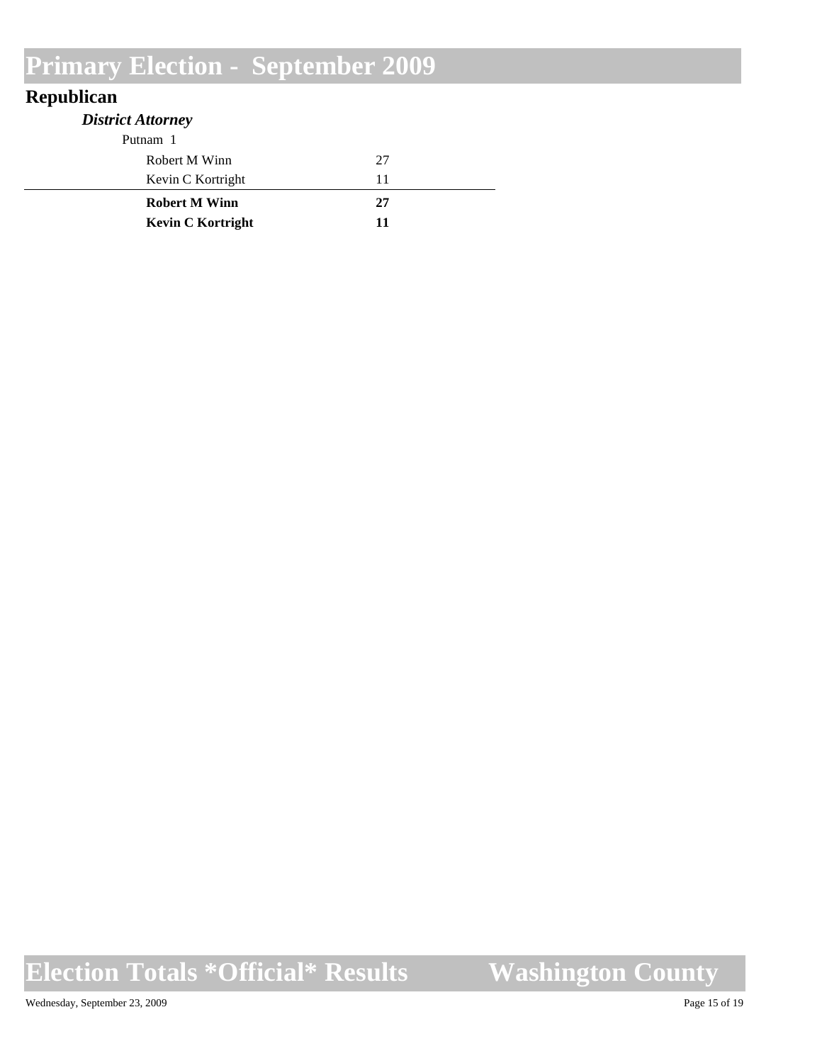# Primary Election - September 2009

## Republican

### *District Attorney*

Putnam 1

| Candidate | Votes |
|---|---|
| Robert M Winn | 27 |
| Kevin C Kortright | 11 |
| **Robert M Winn** | **27** |
| **Kevin C Kortright** | **11** |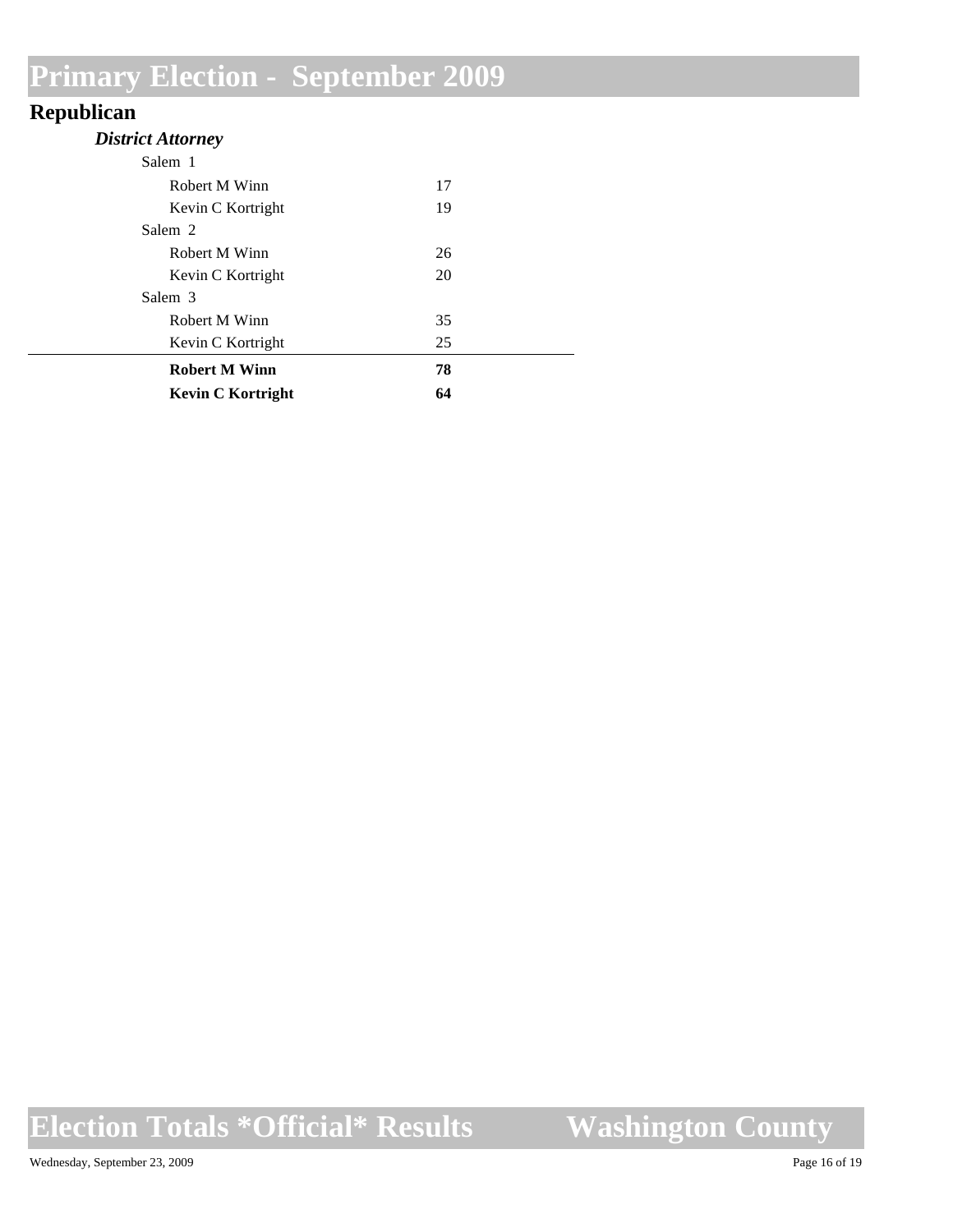# Primary Election - September 2009

## Republican

### *District Attorney*

| | |
|---|---|
| Salem 1 | |
| Robert M Winn | 17 |
| Kevin C Kortright | 19 |
| Salem 2 | |
| Robert M Winn | 26 |
| Kevin C Kortright | 20 |
| Salem 3 | |
| Robert M Winn | 35 |
| Kevin C Kortright | 25 |
| **Robert M Winn** | **78** |
| **Kevin C Kortright** | **64** |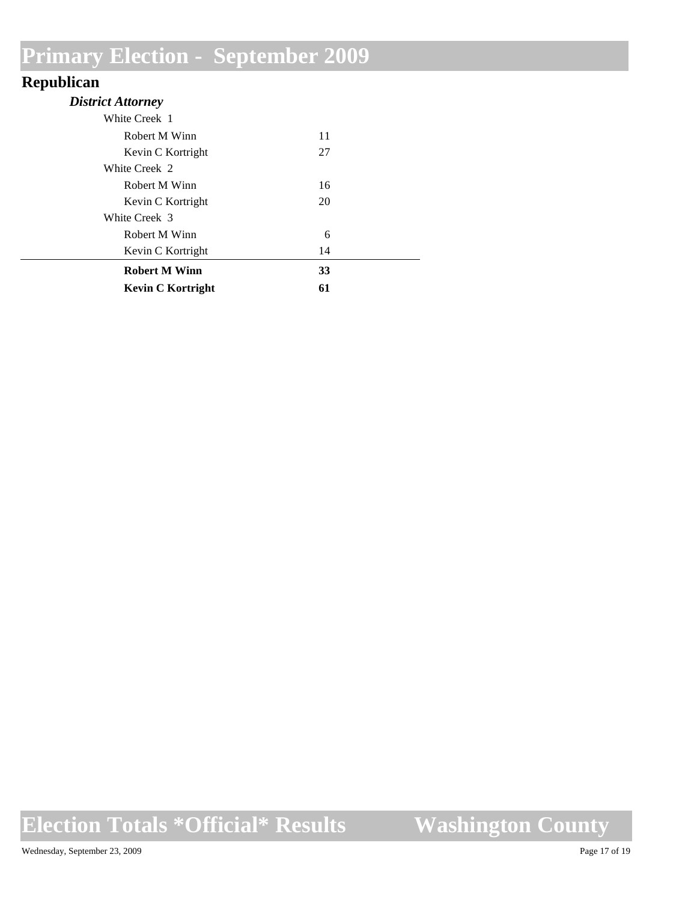# Primary Election - September 2009

## Republican

### *District Attorney*

| | |
|---|---|
| White Creek 1 | |
| Robert M Winn | 11 |
| Kevin C Kortright | 27 |
| White Creek 2 | |
| Robert M Winn | 16 |
| Kevin C Kortright | 20 |
| White Creek 3 | |
| Robert M Winn | 6 |
| Kevin C Kortright | 14 |
| **Robert M Winn** | **33** |
| **Kevin C Kortright** | **61** |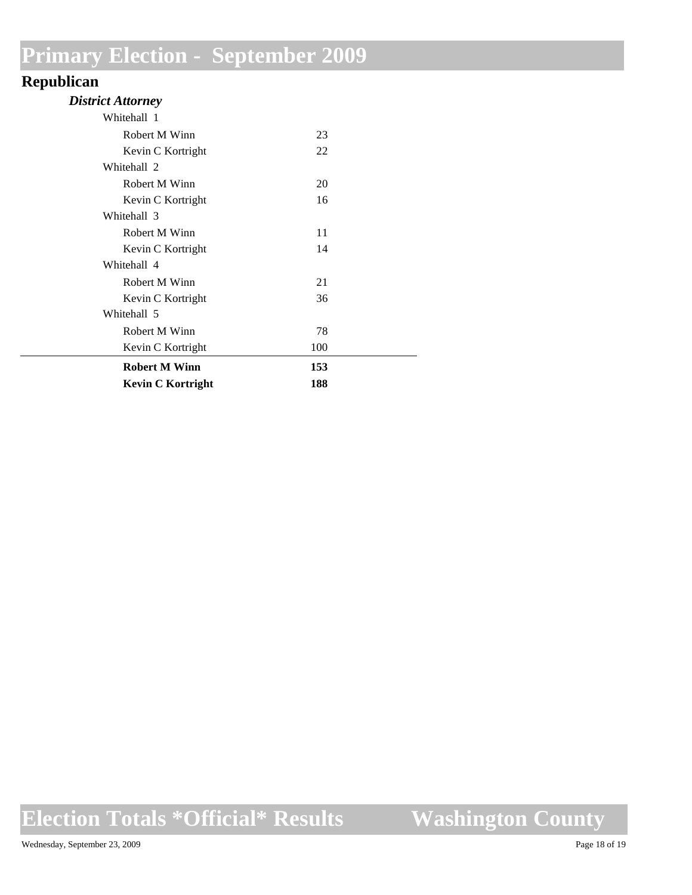# Primary Election - September 2009

## Republican

### *District Attorney*

| | |
|---|---|
| Whitehall 1 | |
| Robert M Winn | 23 |
| Kevin C Kortright | 22 |
| Whitehall 2 | |
| Robert M Winn | 20 |
| Kevin C Kortright | 16 |
| Whitehall 3 | |
| Robert M Winn | 11 |
| Kevin C Kortright | 14 |
| Whitehall 4 | |
| Robert M Winn | 21 |
| Kevin C Kortright | 36 |
| Whitehall 5 | |
| Robert M Winn | 78 |
| Kevin C Kortright | 100 |
| **Robert M Winn** | **153** |
| **Kevin C Kortright** | **188** |

# Election Totals *Official* Results Washington County

Wednesday, September 23, 2009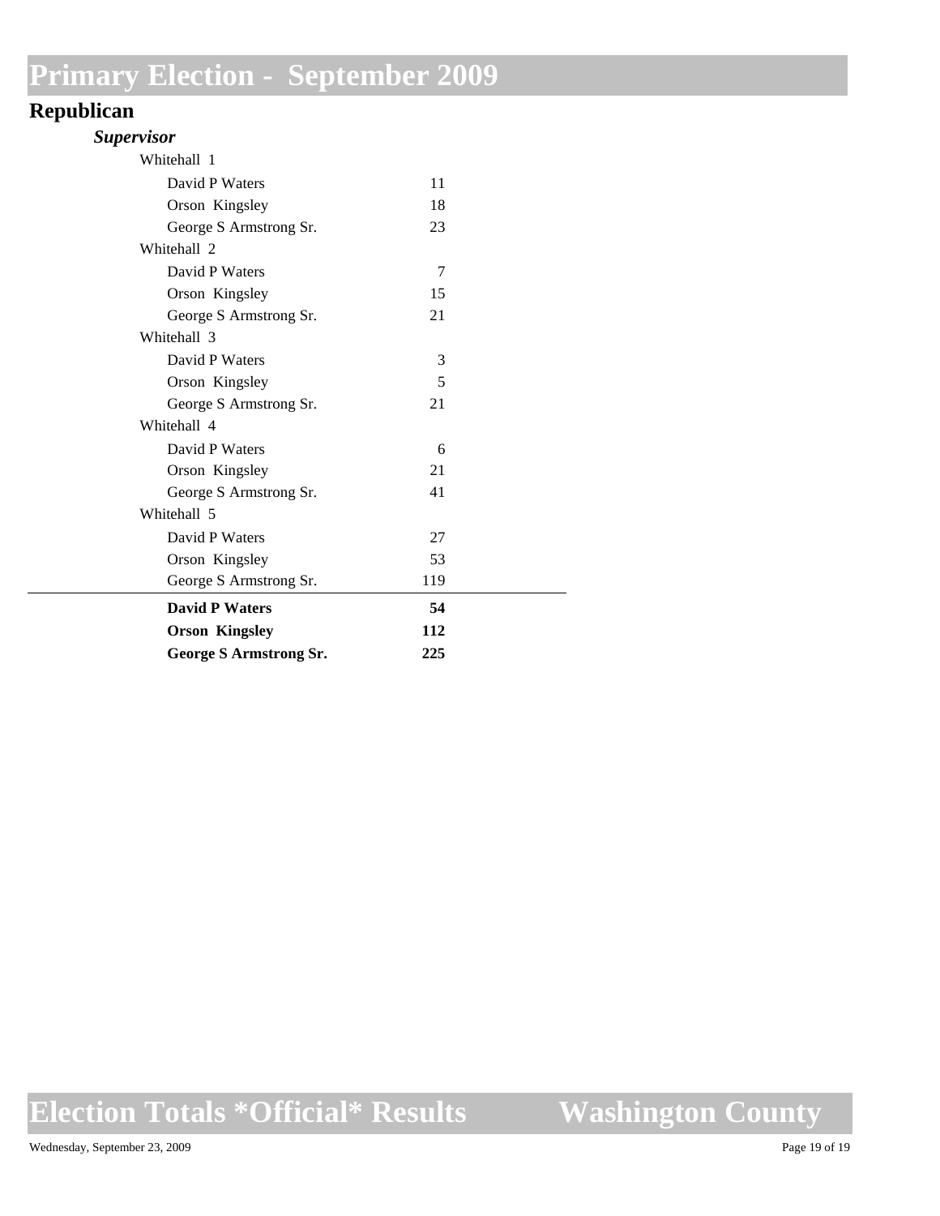# Primary Election - September 2009

## Republican

### *Supervisor*

| | |
|---|---|
| Whitehall 1 | |
| David P Waters | 11 |
| Orson Kingsley | 18 |
| George S Armstrong Sr. | 23 |
| Whitehall 2 | |
| David P Waters | 7 |
| Orson Kingsley | 15 |
| George S Armstrong Sr. | 21 |
| Whitehall 3 | |
| David P Waters | 3 |
| Orson Kingsley | 5 |
| George S Armstrong Sr. | 21 |
| Whitehall 4 | |
| David P Waters | 6 |
| Orson Kingsley | 21 |
| George S Armstrong Sr. | 41 |
| Whitehall 5 | |
| David P Waters | 27 |
| Orson Kingsley | 53 |
| George S Armstrong Sr. | 119 |
| **David P Waters** | **54** |
| **Orson Kingsley** | **112** |
| **George S Armstrong Sr.** | **225** |

# Election Totals *Official* Results     Washington County

Wednesday, September 23, 2009